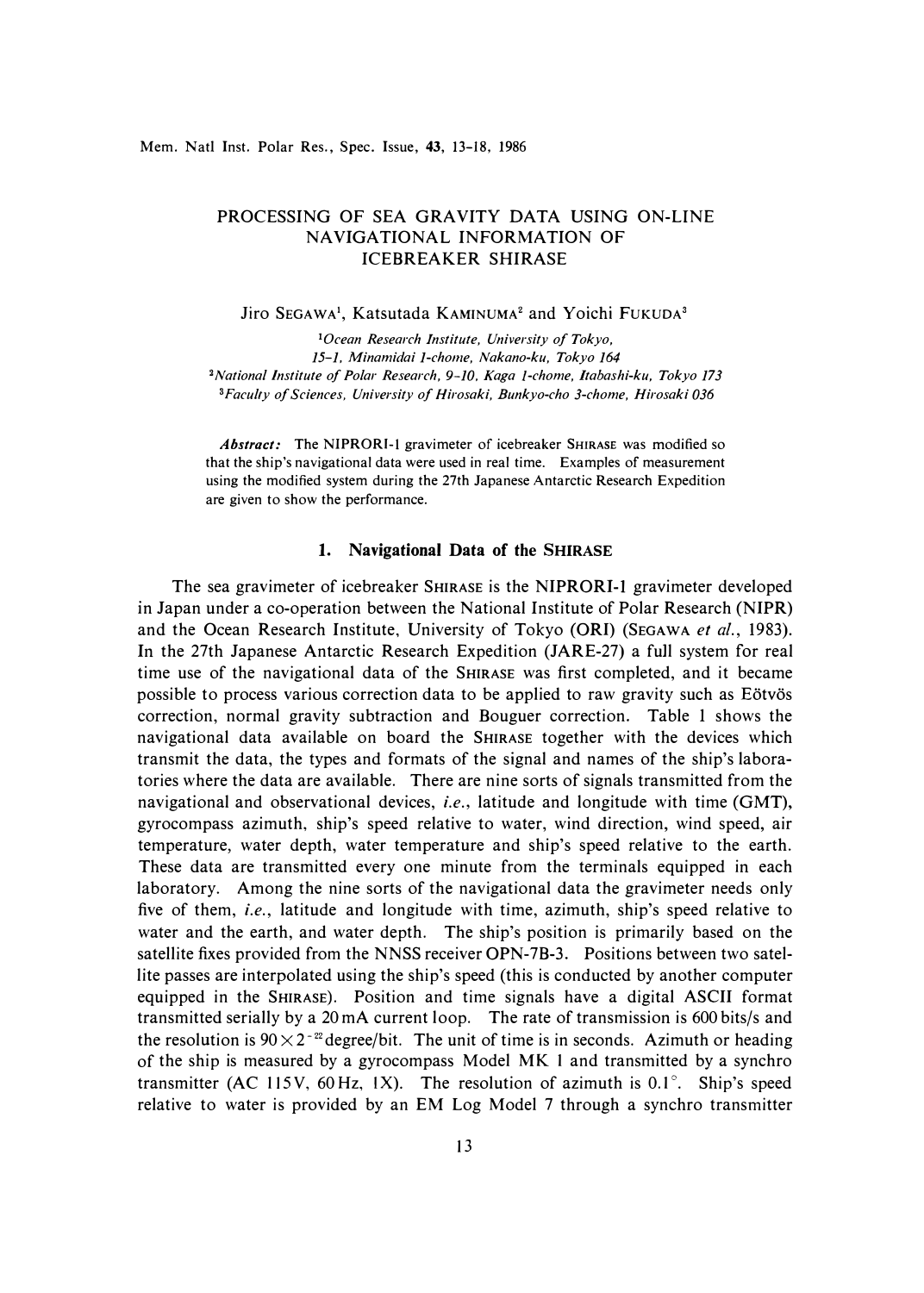# PROCESSING OF SEA GRAVITY DATA USING ON-LINE NAVIGATIONAL INFORMATION OF ICEBREAKER SHIRASE

Jiro SEGAWA[1], Katsutada KAMINUMA[2] and Yoichi FUKUDA[3]

[1]*Ocean Research Institute, University of Tokyo, 15-1, Minamidai 1-chome, Nakano-ku, Tokyo 164*

[2]*National Institute of Polar Research, 9-10, Kaga 1-chome, Itabashi-ku, Tokyo 173*

[3]*Faculty of Sciences, University of Hirosaki, Bunkyo-cho 3-chome, Hirosaki 036*

***Abstract:*** The NIPRORI-1 gravimeter of icebreaker SHIRASE was modified so that the ship's navigational data were used in real time. Examples of measurement using the modified system during the 27th Japanese Antarctic Research Expedition are given to show the performance.

## 1. Navigational Data of the SHIRASE

The sea gravimeter of icebreaker SHIRASE is the NIPRORI-1 gravimeter developed in Japan under a co-operation between the National Institute of Polar Research (NIPR) and the Ocean Research Institute, University of Tokyo (ORI) (SEGAWA *et al.*, 1983). In the 27th Japanese Antarctic Research Expedition (JARE-27) a full system for real time use of the navigational data of the SHIRASE was first completed, and it became possible to process various correction data to be applied to raw gravity such as Eötvös correction, normal gravity subtraction and Bouguer correction. Table 1 shows the navigational data available on board the SHIRASE together with the devices which transmit the data, the types and formats of the signal and names of the ship's laboratories where the data are available. There are nine sorts of signals transmitted from the navigational and observational devices, *i.e.*, latitude and longitude with time (GMT), gyrocompass azimuth, ship's speed relative to water, wind direction, wind speed, air temperature, water depth, water temperature and ship's speed relative to the earth. These data are transmitted every one minute from the terminals equipped in each laboratory. Among the nine sorts of the navigational data the gravimeter needs only five of them, *i.e.*, latitude and longitude with time, azimuth, ship's speed relative to water and the earth, and water depth. The ship's position is primarily based on the satellite fixes provided from the NNSS receiver OPN-7B-3. Positions between two satellite passes are interpolated using the ship's speed (this is conducted by another computer equipped in the SHIRASE). Position and time signals have a digital ASCII format transmitted serially by a 20 mA current loop. The rate of transmission is 600 bits/s and the resolution is $90 \times 2^{-22}$ degree/bit. The unit of time is in seconds. Azimuth or heading of the ship is measured by a gyrocompass Model MK 1 and transmitted by a synchro transmitter (AC 115V, 60 Hz, 1X). The resolution of azimuth is 0.1°. Ship's speed relative to water is provided by an EM Log Model 7 through a synchro transmitter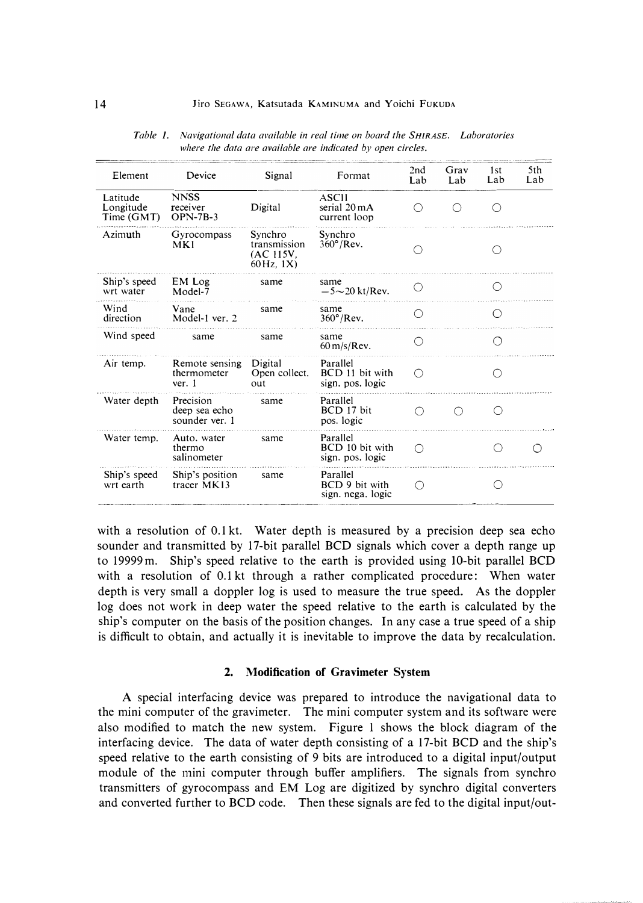*Table 1. Navigational data available in real time on board the* SHIRASE. *Laboratories where the data are available are indicated by open circles.*

| Element | Device | Signal | Format | 2nd Lab | Grav Lab | 1st Lab | 5th Lab |
|---|---|---|---|---|---|---|---|
| Latitude Longitude Time (GMT) | NNSS receiver OPN-7B-3 | Digital | ASCII serial 20 mA current loop | ○ | ○ | ○ | |
| Azimuth | Gyrocompass MKI | Synchro transmission (AC 115V, 60 Hz, 1X) | Synchro 360°/Rev. | ○ | | ○ | |
| Ship's speed wrt water | EM Log Model-7 | same | same −5∼20 kt/Rev. | ○ | | ○ | |
| Wind direction | Vane Model-1 ver. 2 | same | same 360°/Rev. | ○ | | ○ | |
| Wind speed | same | same | same 60 m/s/Rev. | ○ | | ○ | |
| Air temp. | Remote sensing thermometer ver. 1 | Digital Open collect. out | Parallel BCD 11 bit with sign. pos. logic | ○ | | ○ | |
| Water depth | Precision deep sea echo sounder ver. 1 | same | Parallel BCD 17 bit pos. logic | ○ | ○ | ○ | |
| Water temp. | Auto. water thermo salinometer | same | Parallel BCD 10 bit with sign. pos. logic | ○ | | ○ | ○ |
| Ship's speed wrt earth | Ship's position tracer MK13 | same | Parallel BCD 9 bit with sign. nega. logic | ○ | | ○ | |

with a resolution of 0.1 kt. Water depth is measured by a precision deep sea echo sounder and transmitted by 17-bit parallel BCD signals which cover a depth range up to 19999 m. Ship's speed relative to the earth is provided using 10-bit parallel BCD with a resolution of 0.1 kt through a rather complicated procedure: When water depth is very small a doppler log is used to measure the true speed. As the doppler log does not work in deep water the speed relative to the earth is calculated by the ship's computer on the basis of the position changes. In any case a true speed of a ship is difficult to obtain, and actually it is inevitable to improve the data by recalculation.

## 2. Modification of Gravimeter System

A special interfacing device was prepared to introduce the navigational data to the mini computer of the gravimeter. The mini computer system and its software were also modified to match the new system. Figure 1 shows the block diagram of the interfacing device. The data of water depth consisting of a 17-bit BCD and the ship's speed relative to the earth consisting of 9 bits are introduced to a digital input/output module of the mini computer through buffer amplifiers. The signals from synchro transmitters of gyrocompass and EM Log are digitized by synchro digital converters and converted further to BCD code. Then these signals are fed to the digital input/out-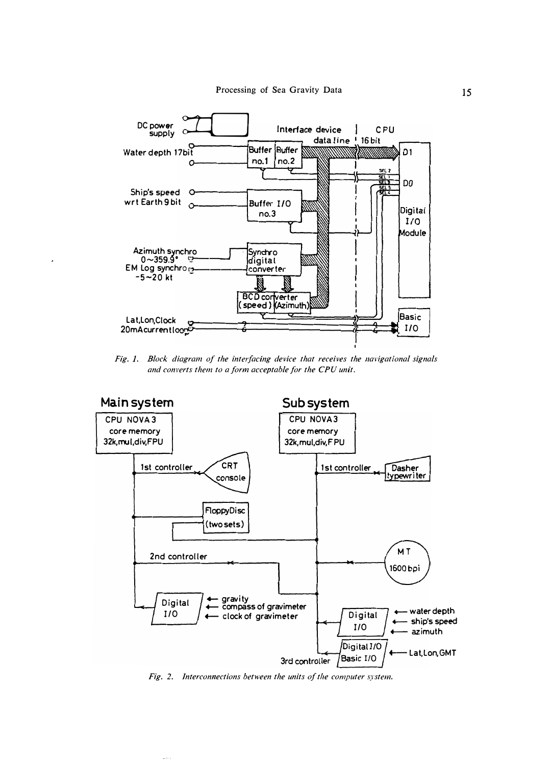*Fig. 1. Block diagram of the interfacing device that receives the navigational signals and converts them to a form acceptable for the CPU unit.*

*Fig. 2. Interconnections between the units of the computer system.*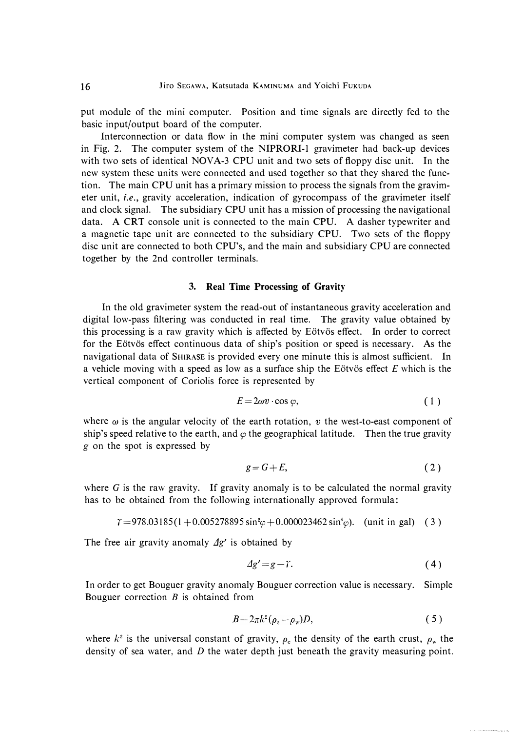put module of the mini computer. Position and time signals are directly fed to the basic input/output board of the computer.

Interconnection or data flow in the mini computer system was changed as seen in Fig. 2. The computer system of the NIPRORI-1 gravimeter had back-up devices with two sets of identical NOVA-3 CPU unit and two sets of floppy disc unit. In the new system these units were connected and used together so that they shared the function. The main CPU unit has a primary mission to process the signals from the gravimeter unit, *i.e.*, gravity acceleration, indication of gyrocompass of the gravimeter itself and clock signal. The subsidiary CPU unit has a mission of processing the navigational data. A CRT console unit is connected to the main CPU. A dasher typewriter and a magnetic tape unit are connected to the subsidiary CPU. Two sets of the floppy disc unit are connected to both CPU's, and the main and subsidiary CPU are connected together by the 2nd controller terminals.

## 3. Real Time Processing of Gravity

In the old gravimeter system the read-out of instantaneous gravity acceleration and digital low-pass filtering was conducted in real time. The gravity value obtained by this processing is a raw gravity which is affected by Eötvös effect. In order to correct for the Eötvös effect continuous data of ship's position or speed is necessary. As the navigational data of SHIRASE is provided every one minute this is almost sufficient. In a vehicle moving with a speed as low as a surface ship the Eötvös effect $E$ which is the vertical component of Coriolis force is represented by

$$E = 2\omega v \cdot \cos\varphi, \tag{1}$$

where $\omega$ is the angular velocity of the earth rotation, $v$ the west-to-east component of ship's speed relative to the earth, and $\varphi$ the geographical latitude. Then the true gravity $g$ on the spot is expressed by

$$g = G + E, \tag{2}$$

where $G$ is the raw gravity. If gravity anomaly is to be calculated the normal gravity has to be obtained from the following internationally approved formula:

$$\gamma = 978.03185(1 + 0.005278895\sin^2\varphi + 0.000023462\sin^4\varphi). \quad \text{(unit in gal)} \tag{3}$$

The free air gravity anomaly $\Delta g'$ is obtained by

$$\Delta g' = g - \gamma. \tag{4}$$

In order to get Bouguer gravity anomaly Bouguer correction value is necessary. Simple Bouguer correction $B$ is obtained from

$$B = 2\pi k^2(\rho_c - \rho_w)D, \tag{5}$$

where $k^2$ is the universal constant of gravity, $\rho_c$ the density of the earth crust, $\rho_w$ the density of sea water, and $D$ the water depth just beneath the gravity measuring point.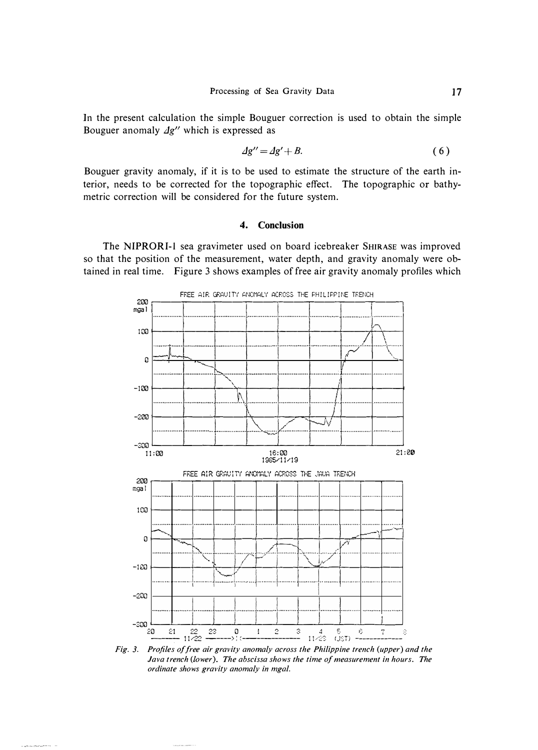In the present calculation the simple Bouguer correction is used to obtain the simple Bouguer anomaly $\Delta g''$ which is expressed as

$$\Delta g'' = \Delta g' + B. \tag{6}$$

Bouguer gravity anomaly, if it is to be used to estimate the structure of the earth interior, needs to be corrected for the topographic effect. The topographic or bathymetric correction will be considered for the future system.

## 4. Conclusion

The NIPRORI-1 sea gravimeter used on board icebreaker SHIRASE was improved so that the position of the measurement, water depth, and gravity anomaly were obtained in real time. Figure 3 shows examples of free air gravity anomaly profiles which

*Fig. 3. Profiles of free air gravity anomaly across the Philippine trench (upper) and the Java trench (lower). The abscissa shows the time of measurement in hours. The ordinate shows gravity anomaly in mgal.*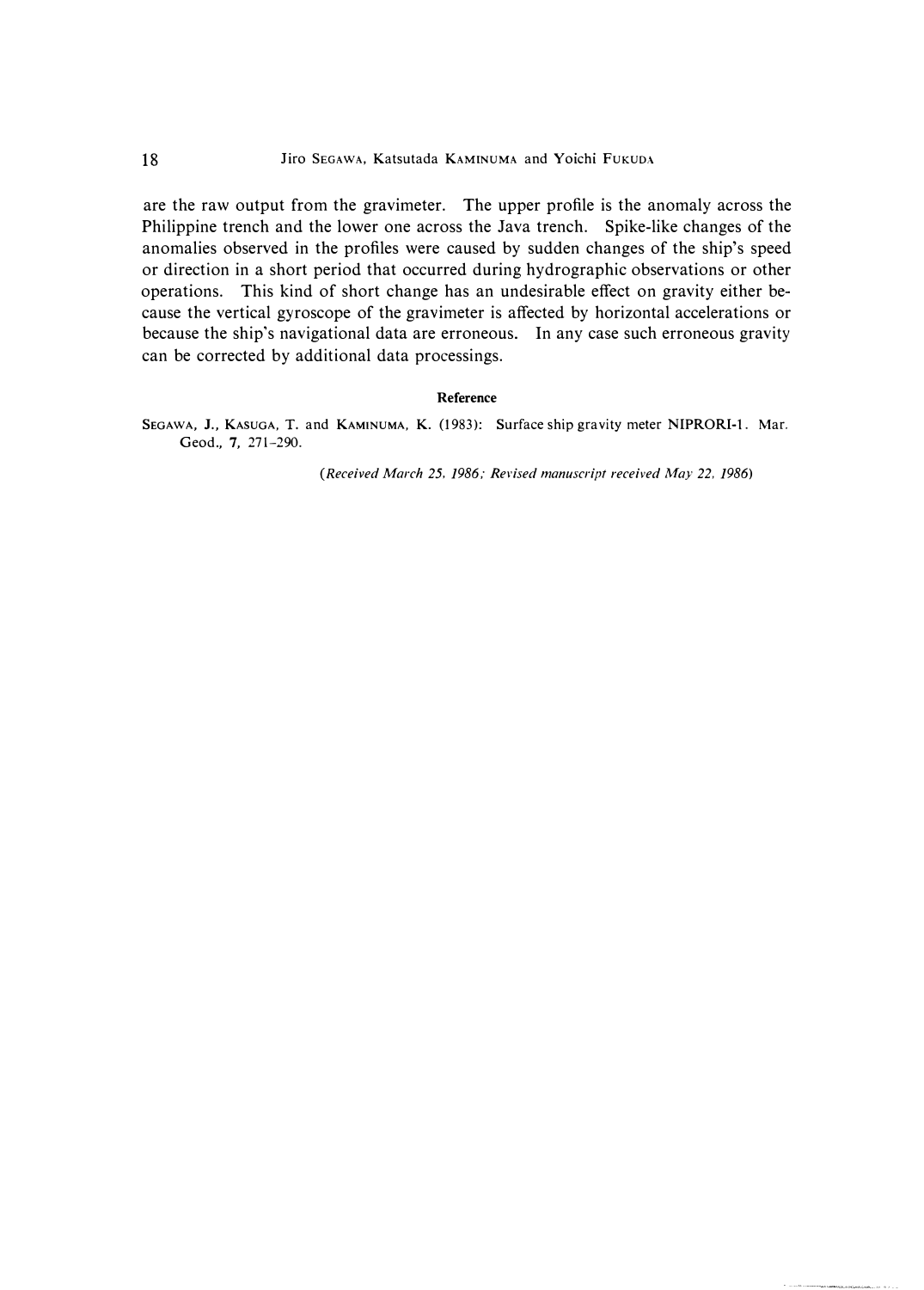are the raw output from the gravimeter. The upper profile is the anomaly across the Philippine trench and the lower one across the Java trench. Spike-like changes of the anomalies observed in the profiles were caused by sudden changes of the ship's speed or direction in a short period that occurred during hydrographic observations or other operations. This kind of short change has an undesirable effect on gravity either because the vertical gyroscope of the gravimeter is affected by horizontal accelerations or because the ship's navigational data are erroneous. In any case such erroneous gravity can be corrected by additional data processings.

**Reference**

SEGAWA, J., KASUGA, T. and KAMINUMA, K. (1983): Surface ship gravity meter NIPRORI-1. Mar. Geod., **7**, 271–290.

*(Received March 25, 1986; Revised manuscript received May 22, 1986)*